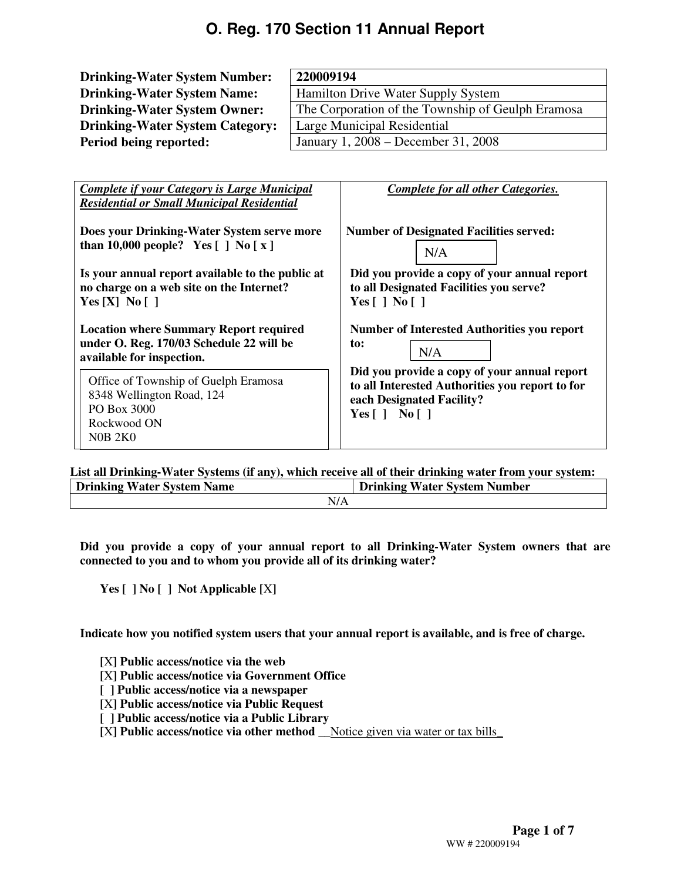# O. Reg. 170 Section 11 Annual Report

| | |
|---|---|
| **Drinking-Water System Number:** | **220009194** |
| **Drinking-Water System Name:** | Hamilton Drive Water Supply System |
| **Drinking-Water System Owner:** | The Corporation of the Township of Geulph Eramosa |
| **Drinking-Water System Category:** | Large Municipal Residential |
| **Period being reported:** | January 1, 2008 – December 31, 2008 |

| ***Complete if your Category is Large Municipal Residential or Small Municipal Residential*** | ***Complete for all other Categories.*** |
|---|---|
| **Does your Drinking-Water System serve more than 10,000 people? Yes [ ] No [ x ]** | **Number of Designated Facilities served:** N/A |
| **Is your annual report available to the public at no charge on a web site on the Internet? Yes [X] No [ ]** | **Did you provide a copy of your annual report to all Designated Facilities you serve? Yes [ ] No [ ]** |
| **Location where Summary Report required under O. Reg. 170/03 Schedule 22 will be available for inspection.** | **Number of Interested Authorities you report to:** N/A |
| Office of Township of Guelph Eramosa<br>8348 Wellington Road, 124<br>PO Box 3000<br>Rockwood ON<br>N0B 2K0 | **Did you provide a copy of your annual report to all Interested Authorities you report to for each Designated Facility? Yes [ ] No [ ]** |

**List all Drinking-Water Systems (if any), which receive all of their drinking water from your system:**

| Drinking Water System Name | Drinking Water System Number |
|---|---|
| N/A | |

**Did you provide a copy of your annual report to all Drinking-Water System owners that are connected to you and to whom you provide all of its drinking water?**

**Yes [ ] No [ ] Not Applicable [**X**]**

**Indicate how you notified system users that your annual report is available, and is free of charge.**

- [X] **Public access/notice via the web**
- [X] **Public access/notice via Government Office**
- [ ] **Public access/notice via a newspaper**
- [X] **Public access/notice via Public Request**
- [ ] **Public access/notice via a Public Library**
- [X] **Public access/notice via other method** __Notice given via water or tax bills_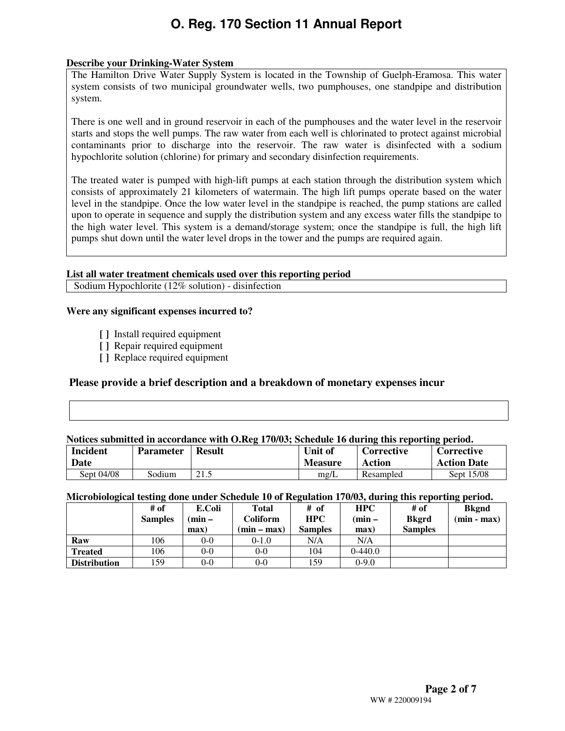# O. Reg. 170 Section 11 Annual Report

**Describe your Drinking-Water System**

The Hamilton Drive Water Supply System is located in the Township of Guelph-Eramosa. This water system consists of two municipal groundwater wells, two pumphouses, one standpipe and distribution system.

There is one well and in ground reservoir in each of the pumphouses and the water level in the reservoir starts and stops the well pumps. The raw water from each well is chlorinated to protect against microbial contaminants prior to discharge into the reservoir. The raw water is disinfected with a sodium hypochlorite solution (chlorine) for primary and secondary disinfection requirements.

The treated water is pumped with high-lift pumps at each station through the distribution system which consists of approximately 21 kilometers of watermain. The high lift pumps operate based on the water level in the standpipe. Once the low water level in the standpipe is reached, the pump stations are called upon to operate in sequence and supply the distribution system and any excess water fills the standpipe to the high water level. This system is a demand/storage system; once the standpipe is full, the high lift pumps shut down until the water level drops in the tower and the pumps are required again.

**List all water treatment chemicals used over this reporting period**

Sodium Hypochlorite (12% solution) - disinfection

**Were any significant expenses incurred to?**

- [ ] Install required equipment
- [ ] Repair required equipment
- [ ] Replace required equipment

**Please provide a brief description and a breakdown of monetary expenses incur**

**Notices submitted in accordance with O.Reg 170/03; Schedule 16 during this reporting period.**

| Incident Date | Parameter | Result | Unit of Measure | Corrective Action | Corrective Action Date |
|---|---|---|---|---|---|
| Sept 04/08 | Sodium | 21.5 | mg/L | Resampled | Sept 15/08 |

**Microbiological testing done under Schedule 10 of Regulation 170/03, during this reporting period.**

| | # of Samples | E.Coli (min – max) | Total Coliform (min – max) | # of HPC Samples | HPC (min – max) | # of Bkgrd Samples | Bkgnd (min - max) |
|---|---|---|---|---|---|---|---|
| **Raw** | 106 | 0-0 | 0-1.0 | N/A | N/A | | |
| **Treated** | 106 | 0-0 | 0-0 | 104 | 0-440.0 | | |
| **Distribution** | 159 | 0-0 | 0-0 | 159 | 0-9.0 | | |

WW # 220009194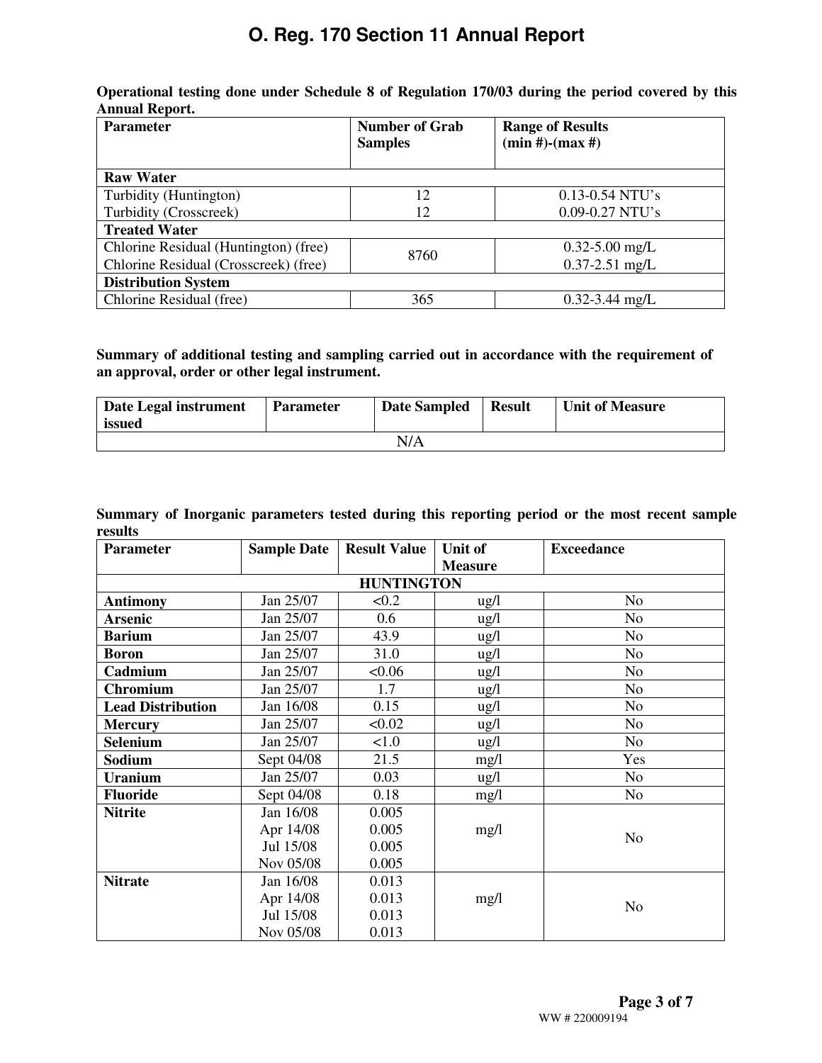# O. Reg. 170 Section 11 Annual Report

**Operational testing done under Schedule 8 of Regulation 170/03 during the period covered by this Annual Report.**

| Parameter | Number of Grab Samples | Range of Results (min #)-(max #) |
|---|---|---|
| **Raw Water** | | |
| Turbidity (Huntington)<br>Turbidity (Crosscreek) | 12<br>12 | 0.13-0.54 NTU's<br>0.09-0.27 NTU's |
| **Treated Water** | | |
| Chlorine Residual (Huntington) (free)<br>Chlorine Residual (Crosscreek) (free) | 8760 | 0.32-5.00 mg/L<br>0.37-2.51 mg/L |
| **Distribution System** | | |
| Chlorine Residual (free) | 365 | 0.32-3.44 mg/L |

**Summary of additional testing and sampling carried out in accordance with the requirement of an approval, order or other legal instrument.**

| Date Legal instrument issued | Parameter | Date Sampled | Result | Unit of Measure |
|---|---|---|---|---|
| N/A | | | | |

**Summary of Inorganic parameters tested during this reporting period or the most recent sample results**

| Parameter | Sample Date | Result Value | Unit of Measure | Exceedance |
|---|---|---|---|---|
| | | **HUNTINGTON** | | |
| **Antimony** | Jan 25/07 | <0.2 | ug/l | No |
| **Arsenic** | Jan 25/07 | 0.6 | ug/l | No |
| **Barium** | Jan 25/07 | 43.9 | ug/l | No |
| **Boron** | Jan 25/07 | 31.0 | ug/l | No |
| **Cadmium** | Jan 25/07 | <0.06 | ug/l | No |
| **Chromium** | Jan 25/07 | 1.7 | ug/l | No |
| **Lead Distribution** | Jan 16/08 | 0.15 | ug/l | No |
| **Mercury** | Jan 25/07 | <0.02 | ug/l | No |
| **Selenium** | Jan 25/07 | <1.0 | ug/l | No |
| **Sodium** | Sept 04/08 | 21.5 | mg/l | Yes |
| **Uranium** | Jan 25/07 | 0.03 | ug/l | No |
| **Fluoride** | Sept 04/08 | 0.18 | mg/l | No |
| **Nitrite** | Jan 16/08<br>Apr 14/08<br>Jul 15/08<br>Nov 05/08 | 0.005<br>0.005<br>0.005<br>0.005 | mg/l | No |
| **Nitrate** | Jan 16/08<br>Apr 14/08<br>Jul 15/08<br>Nov 05/08 | 0.013<br>0.013<br>0.013<br>0.013 | mg/l | No |

WW # 220009194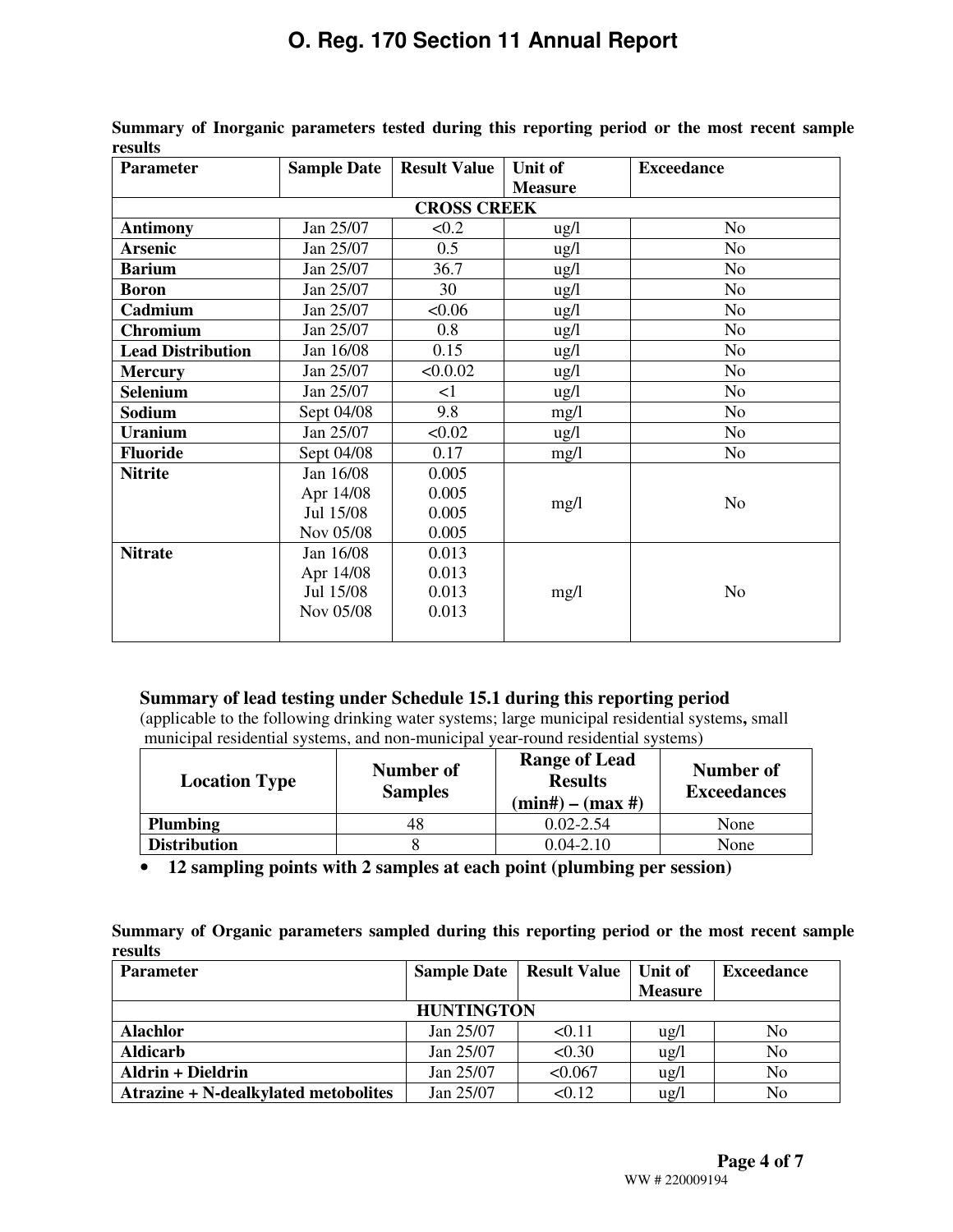**Summary of Inorganic parameters tested during this reporting period or the most recent sample results**

| Parameter | Sample Date | Result Value | Unit of Measure | Exceedance |
|---|---|---|---|---|
| | | **CROSS CREEK** | | |
| **Antimony** | Jan 25/07 | <0.2 | ug/l | No |
| **Arsenic** | Jan 25/07 | 0.5 | ug/l | No |
| **Barium** | Jan 25/07 | 36.7 | ug/l | No |
| **Boron** | Jan 25/07 | 30 | ug/l | No |
| **Cadmium** | Jan 25/07 | <0.06 | ug/l | No |
| **Chromium** | Jan 25/07 | 0.8 | ug/l | No |
| **Lead Distribution** | Jan 16/08 | 0.15 | ug/l | No |
| **Mercury** | Jan 25/07 | <0.0.02 | ug/l | No |
| **Selenium** | Jan 25/07 | <1 | ug/l | No |
| **Sodium** | Sept 04/08 | 9.8 | mg/l | No |
| **Uranium** | Jan 25/07 | <0.02 | ug/l | No |
| **Fluoride** | Sept 04/08 | 0.17 | mg/l | No |
| **Nitrite** | Jan 16/08<br>Apr 14/08<br>Jul 15/08<br>Nov 05/08 | 0.005<br>0.005<br>0.005<br>0.005 | mg/l | No |
| **Nitrate** | Jan 16/08<br>Apr 14/08<br>Jul 15/08<br>Nov 05/08 | 0.013<br>0.013<br>0.013<br>0.013 | mg/l | No |

**Summary of lead testing under Schedule 15.1 during this reporting period**
(applicable to the following drinking water systems; large municipal residential systems**,** small municipal residential systems, and non-municipal year-round residential systems)

| Location Type | Number of Samples | Range of Lead Results (min#) – (max #) | Number of Exceedances |
|---|---|---|---|
| **Plumbing** | 48 | 0.02-2.54 | None |
| **Distribution** | 8 | 0.04-2.10 | None |

- **12 sampling points with 2 samples at each point (plumbing per session)**

**Summary of Organic parameters sampled during this reporting period or the most recent sample results**

| Parameter | Sample Date | Result Value | Unit of Measure | Exceedance |
|---|---|---|---|---|
| | **HUNTINGTON** | | | |
| **Alachlor** | Jan 25/07 | <0.11 | ug/l | No |
| **Aldicarb** | Jan 25/07 | <0.30 | ug/l | No |
| **Aldrin + Dieldrin** | Jan 25/07 | <0.067 | ug/l | No |
| **Atrazine + N-dealkylated metobolites** | Jan 25/07 | <0.12 | ug/l | No |

WW # 220009194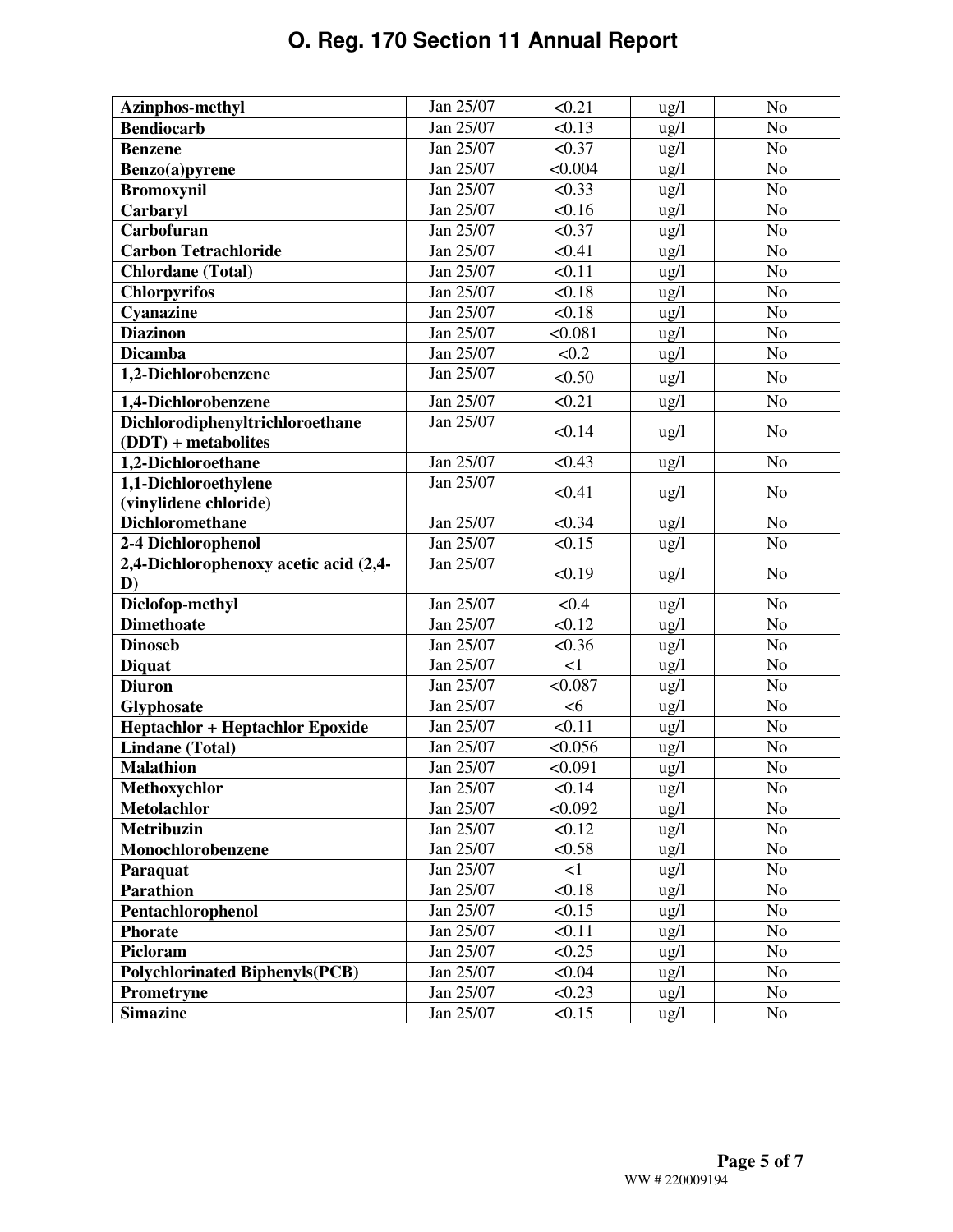| Azinphos-methyl | Jan 25/07 | <0.21 | ug/l | No |
|---|---|---|---|---|
| Bendiocarb | Jan 25/07 | <0.13 | ug/l | No |
| Benzene | Jan 25/07 | <0.37 | ug/l | No |
| Benzo(a)pyrene | Jan 25/07 | <0.004 | ug/l | No |
| Bromoxynil | Jan 25/07 | <0.33 | ug/l | No |
| Carbaryl | Jan 25/07 | <0.16 | ug/l | No |
| Carbofuran | Jan 25/07 | <0.37 | ug/l | No |
| Carbon Tetrachloride | Jan 25/07 | <0.41 | ug/l | No |
| Chlordane (Total) | Jan 25/07 | <0.11 | ug/l | No |
| Chlorpyrifos | Jan 25/07 | <0.18 | ug/l | No |
| Cyanazine | Jan 25/07 | <0.18 | ug/l | No |
| Diazinon | Jan 25/07 | <0.081 | ug/l | No |
| Dicamba | Jan 25/07 | <0.2 | ug/l | No |
| 1,2-Dichlorobenzene | Jan 25/07 | <0.50 | ug/l | No |
| 1,4-Dichlorobenzene | Jan 25/07 | <0.21 | ug/l | No |
| Dichlorodiphenyltrichloroethane (DDT) + metabolites | Jan 25/07 | <0.14 | ug/l | No |
| 1,2-Dichloroethane | Jan 25/07 | <0.43 | ug/l | No |
| 1,1-Dichloroethylene (vinylidene chloride) | Jan 25/07 | <0.41 | ug/l | No |
| Dichloromethane | Jan 25/07 | <0.34 | ug/l | No |
| 2-4 Dichlorophenol | Jan 25/07 | <0.15 | ug/l | No |
| 2,4-Dichlorophenoxy acetic acid (2,4-D) | Jan 25/07 | <0.19 | ug/l | No |
| Diclofop-methyl | Jan 25/07 | <0.4 | ug/l | No |
| Dimethoate | Jan 25/07 | <0.12 | ug/l | No |
| Dinoseb | Jan 25/07 | <0.36 | ug/l | No |
| Diquat | Jan 25/07 | <1 | ug/l | No |
| Diuron | Jan 25/07 | <0.087 | ug/l | No |
| Glyphosate | Jan 25/07 | <6 | ug/l | No |
| Heptachlor + Heptachlor Epoxide | Jan 25/07 | <0.11 | ug/l | No |
| Lindane (Total) | Jan 25/07 | <0.056 | ug/l | No |
| Malathion | Jan 25/07 | <0.091 | ug/l | No |
| Methoxychlor | Jan 25/07 | <0.14 | ug/l | No |
| Metolachlor | Jan 25/07 | <0.092 | ug/l | No |
| Metribuzin | Jan 25/07 | <0.12 | ug/l | No |
| Monochlorobenzene | Jan 25/07 | <0.58 | ug/l | No |
| Paraquat | Jan 25/07 | <1 | ug/l | No |
| Parathion | Jan 25/07 | <0.18 | ug/l | No |
| Pentachlorophenol | Jan 25/07 | <0.15 | ug/l | No |
| Phorate | Jan 25/07 | <0.11 | ug/l | No |
| Picloram | Jan 25/07 | <0.25 | ug/l | No |
| Polychlorinated Biphenyls(PCB) | Jan 25/07 | <0.04 | ug/l | No |
| Prometryne | Jan 25/07 | <0.23 | ug/l | No |
| Simazine | Jan 25/07 | <0.15 | ug/l | No |

WW # 220009194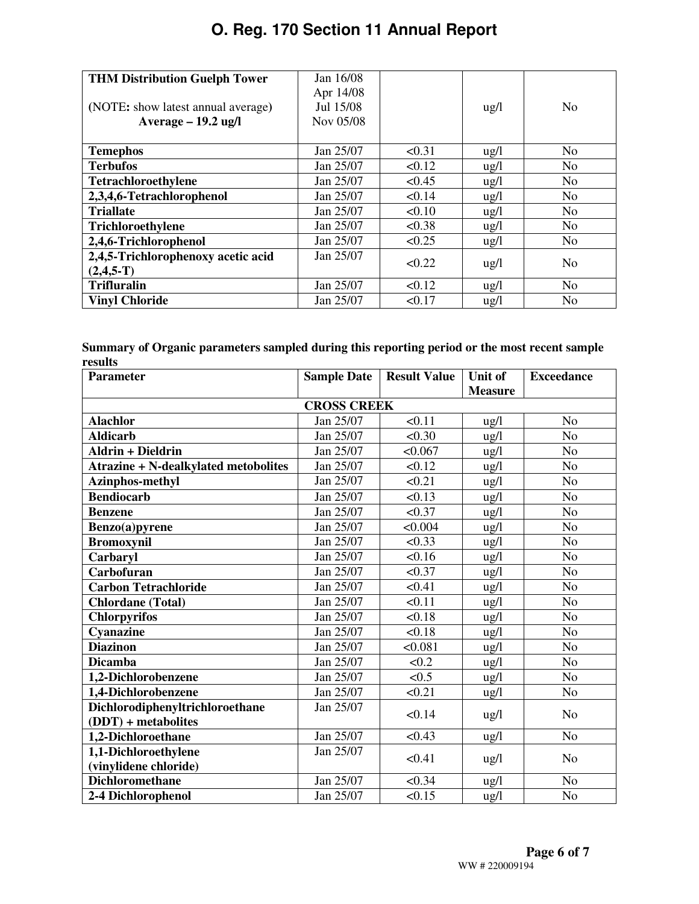| | | | | |
|---|---|---|---|---|
| **THM Distribution Guelph Tower**<br><br>(NOTE: show latest annual average)<br>**Average – 19.2 ug/l** | Jan 16/08<br>Apr 14/08<br>Jul 15/08<br>Nov 05/08 | | ug/l | No |
| **Temephos** | Jan 25/07 | <0.31 | ug/l | No |
| **Terbufos** | Jan 25/07 | <0.12 | ug/l | No |
| **Tetrachloroethylene** | Jan 25/07 | <0.45 | ug/l | No |
| **2,3,4,6-Tetrachlorophenol** | Jan 25/07 | <0.14 | ug/l | No |
| **Triallate** | Jan 25/07 | <0.10 | ug/l | No |
| **Trichloroethylene** | Jan 25/07 | <0.38 | ug/l | No |
| **2,4,6-Trichlorophenol** | Jan 25/07 | <0.25 | ug/l | No |
| **2,4,5-Trichlorophenoxy acetic acid (2,4,5-T)** | Jan 25/07 | <0.22 | ug/l | No |
| **Trifluralin** | Jan 25/07 | <0.12 | ug/l | No |
| **Vinyl Chloride** | Jan 25/07 | <0.17 | ug/l | No |

**Summary of Organic parameters sampled during this reporting period or the most recent sample results**

| Parameter | Sample Date | Result Value | Unit of Measure | Exceedance |
|---|---|---|---|---|
| | **CROSS CREEK** | | | |
| **Alachlor** | Jan 25/07 | <0.11 | ug/l | No |
| **Aldicarb** | Jan 25/07 | <0.30 | ug/l | No |
| **Aldrin + Dieldrin** | Jan 25/07 | <0.067 | ug/l | No |
| **Atrazine + N-dealkylated metobolites** | Jan 25/07 | <0.12 | ug/l | No |
| **Azinphos-methyl** | Jan 25/07 | <0.21 | ug/l | No |
| **Bendiocarb** | Jan 25/07 | <0.13 | ug/l | No |
| **Benzene** | Jan 25/07 | <0.37 | ug/l | No |
| **Benzo(a)pyrene** | Jan 25/07 | <0.004 | ug/l | No |
| **Bromoxynil** | Jan 25/07 | <0.33 | ug/l | No |
| **Carbaryl** | Jan 25/07 | <0.16 | ug/l | No |
| **Carbofuran** | Jan 25/07 | <0.37 | ug/l | No |
| **Carbon Tetrachloride** | Jan 25/07 | <0.41 | ug/l | No |
| **Chlordane (Total)** | Jan 25/07 | <0.11 | ug/l | No |
| **Chlorpyrifos** | Jan 25/07 | <0.18 | ug/l | No |
| **Cyanazine** | Jan 25/07 | <0.18 | ug/l | No |
| **Diazinon** | Jan 25/07 | <0.081 | ug/l | No |
| **Dicamba** | Jan 25/07 | <0.2 | ug/l | No |
| **1,2-Dichlorobenzene** | Jan 25/07 | <0.5 | ug/l | No |
| **1,4-Dichlorobenzene** | Jan 25/07 | <0.21 | ug/l | No |
| **Dichlorodiphenyltrichloroethane (DDT) + metabolites** | Jan 25/07 | <0.14 | ug/l | No |
| **1,2-Dichloroethane** | Jan 25/07 | <0.43 | ug/l | No |
| **1,1-Dichloroethylene (vinylidene chloride)** | Jan 25/07 | <0.41 | ug/l | No |
| **Dichloromethane** | Jan 25/07 | <0.34 | ug/l | No |
| **2-4 Dichlorophenol** | Jan 25/07 | <0.15 | ug/l | No |

WW # 220009194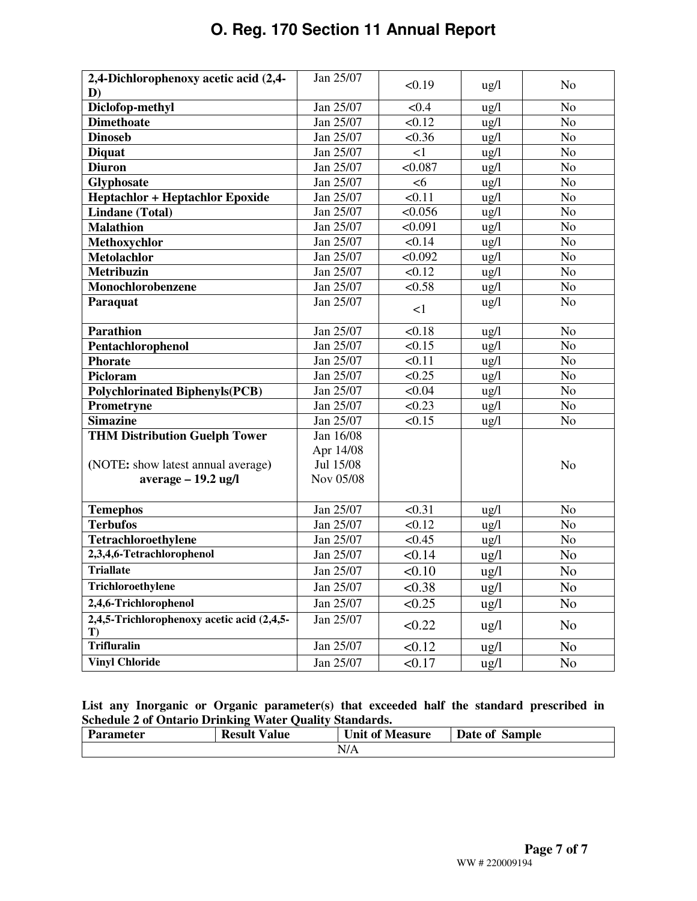# O. Reg. 170 Section 11 Annual Report

| | | | | |
|---|---|---|---|---|
| **2,4-Dichlorophenoxy acetic acid (2,4-D)** | Jan 25/07 | <0.19 | ug/l | No |
| **Diclofop-methyl** | Jan 25/07 | <0.4 | ug/l | No |
| **Dimethoate** | Jan 25/07 | <0.12 | ug/l | No |
| **Dinoseb** | Jan 25/07 | <0.36 | ug/l | No |
| **Diquat** | Jan 25/07 | <1 | ug/l | No |
| **Diuron** | Jan 25/07 | <0.087 | ug/l | No |
| **Glyphosate** | Jan 25/07 | <6 | ug/l | No |
| **Heptachlor + Heptachlor Epoxide** | Jan 25/07 | <0.11 | ug/l | No |
| **Lindane (Total)** | Jan 25/07 | <0.056 | ug/l | No |
| **Malathion** | Jan 25/07 | <0.091 | ug/l | No |
| **Methoxychlor** | Jan 25/07 | <0.14 | ug/l | No |
| **Metolachlor** | Jan 25/07 | <0.092 | ug/l | No |
| **Metribuzin** | Jan 25/07 | <0.12 | ug/l | No |
| **Monochlorobenzene** | Jan 25/07 | <0.58 | ug/l | No |
| **Paraquat** | Jan 25/07 | <1 | ug/l | No |
| **Parathion** | Jan 25/07 | <0.18 | ug/l | No |
| **Pentachlorophenol** | Jan 25/07 | <0.15 | ug/l | No |
| **Phorate** | Jan 25/07 | <0.11 | ug/l | No |
| **Picloram** | Jan 25/07 | <0.25 | ug/l | No |
| **Polychlorinated Biphenyls(PCB)** | Jan 25/07 | <0.04 | ug/l | No |
| **Prometryne** | Jan 25/07 | <0.23 | ug/l | No |
| **Simazine** | Jan 25/07 | <0.15 | ug/l | No |
| **THM Distribution Guelph Tower**<br><br>(**NOTE:** show latest annual average)<br>**average – 19.2 ug/l** | Jan 16/08<br>Apr 14/08<br>Jul 15/08<br>Nov 05/08 | | | No |
| **Temephos** | Jan 25/07 | <0.31 | ug/l | No |
| **Terbufos** | Jan 25/07 | <0.12 | ug/l | No |
| **Tetrachloroethylene** | Jan 25/07 | <0.45 | ug/l | No |
| **2,3,4,6-Tetrachlorophenol** | Jan 25/07 | <0.14 | ug/l | No |
| **Triallate** | Jan 25/07 | <0.10 | ug/l | No |
| **Trichloroethylene** | Jan 25/07 | <0.38 | ug/l | No |
| **2,4,6-Trichlorophenol** | Jan 25/07 | <0.25 | ug/l | No |
| **2,4,5-Trichlorophenoxy acetic acid (2,4,5-T)** | Jan 25/07 | <0.22 | ug/l | No |
| **Trifluralin** | Jan 25/07 | <0.12 | ug/l | No |
| **Vinyl Chloride** | Jan 25/07 | <0.17 | ug/l | No |

**List any Inorganic or Organic parameter(s) that exceeded half the standard prescribed in Schedule 2 of Ontario Drinking Water Quality Standards.**

| Parameter | Result Value | Unit of Measure | Date of Sample |
|---|---|---|---|
| N/A | | | |

WW # 220009194